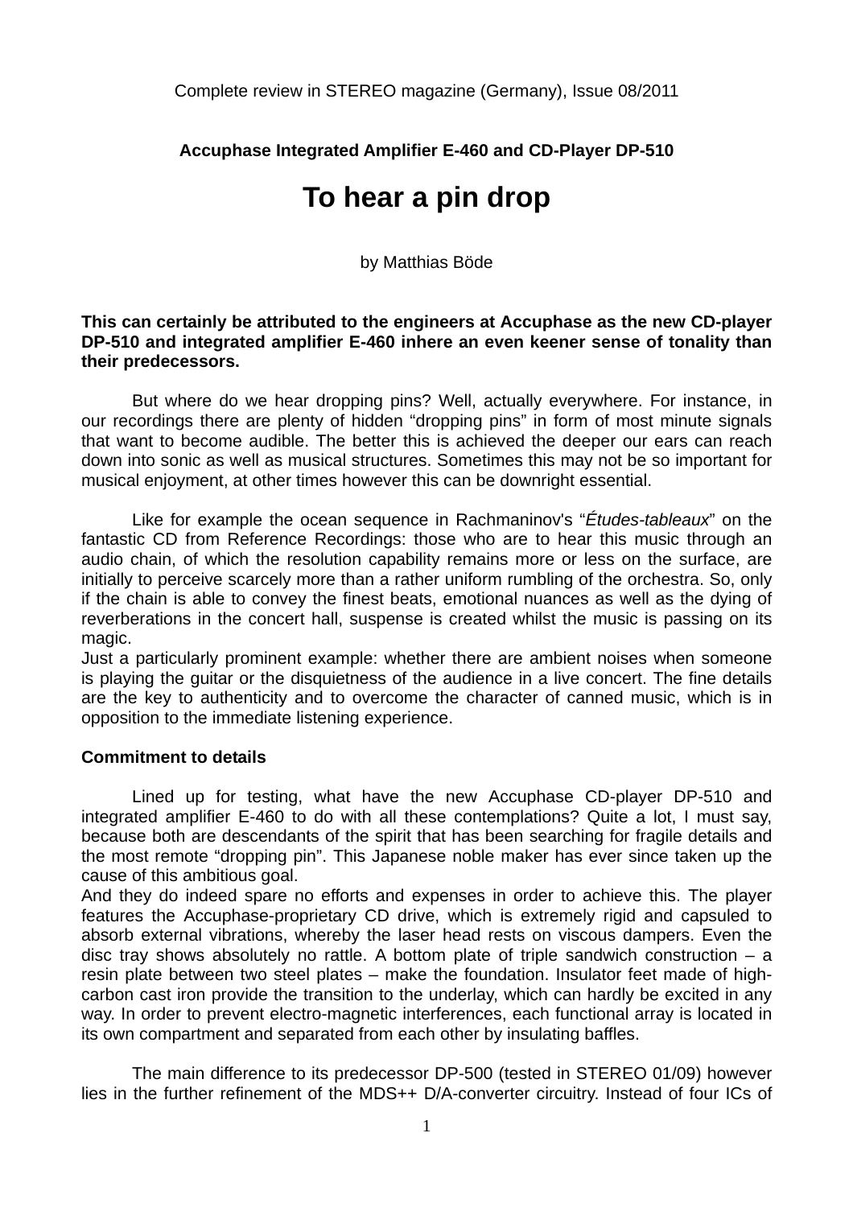Complete review in STEREO magazine (Germany), Issue 08/2011

**Accuphase Integrated Amplifier E-460 and CD-Player DP-510**

# To hear a pin drop

by Matthias Böde

**This can certainly be attributed to the engineers at Accuphase as the new CD-player DP-510 and integrated amplifier E-460 inhere an even keener sense of tonality than their predecessors.**

But where do we hear dropping pins? Well, actually everywhere. For instance, in our recordings there are plenty of hidden "dropping pins" in form of most minute signals that want to become audible. The better this is achieved the deeper our ears can reach down into sonic as well as musical structures. Sometimes this may not be so important for musical enjoyment, at other times however this can be downright essential.

Like for example the ocean sequence in Rachmaninov's "*Études-tableaux*" on the fantastic CD from Reference Recordings: those who are to hear this music through an audio chain, of which the resolution capability remains more or less on the surface, are initially to perceive scarcely more than a rather uniform rumbling of the orchestra. So, only if the chain is able to convey the finest beats, emotional nuances as well as the dying of reverberations in the concert hall, suspense is created whilst the music is passing on its magic.
Just a particularly prominent example: whether there are ambient noises when someone is playing the guitar or the disquietness of the audience in a live concert. The fine details are the key to authenticity and to overcome the character of canned music, which is in opposition to the immediate listening experience.

**Commitment to details**

Lined up for testing, what have the new Accuphase CD-player DP-510 and integrated amplifier E-460 to do with all these contemplations? Quite a lot, I must say, because both are descendants of the spirit that has been searching for fragile details and the most remote "dropping pin". This Japanese noble maker has ever since taken up the cause of this ambitious goal.
And they do indeed spare no efforts and expenses in order to achieve this. The player features the Accuphase-proprietary CD drive, which is extremely rigid and capsuled to absorb external vibrations, whereby the laser head rests on viscous dampers. Even the disc tray shows absolutely no rattle. A bottom plate of triple sandwich construction – a resin plate between two steel plates – make the foundation. Insulator feet made of high-carbon cast iron provide the transition to the underlay, which can hardly be excited in any way. In order to prevent electro-magnetic interferences, each functional array is located in its own compartment and separated from each other by insulating baffles.

The main difference to its predecessor DP-500 (tested in STEREO 01/09) however lies in the further refinement of the MDS++ D/A-converter circuitry. Instead of four ICs of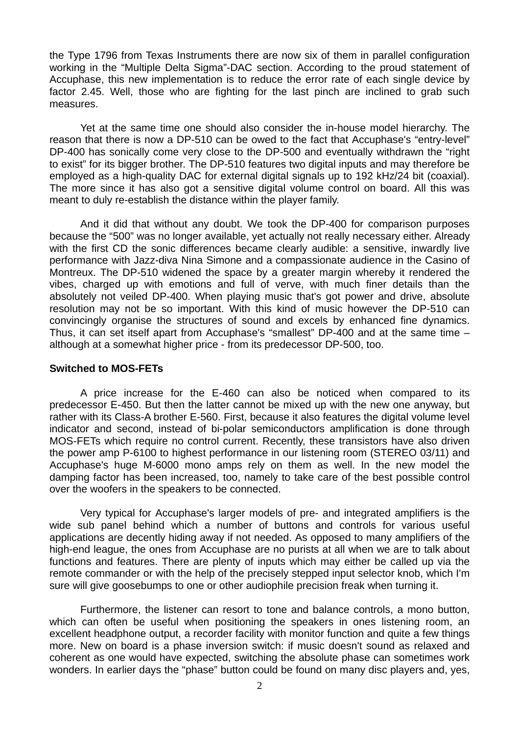the Type 1796 from Texas Instruments there are now six of them in parallel configuration working in the “Multiple Delta Sigma”-DAC section. According to the proud statement of Accuphase, this new implementation is to reduce the error rate of each single device by factor 2.45. Well, those who are fighting for the last pinch are inclined to grab such measures.

Yet at the same time one should also consider the in-house model hierarchy. The reason that there is now a DP-510 can be owed to the fact that Accuphase's “entry-level” DP-400 has sonically come very close to the DP-500 and eventually withdrawn the “right to exist” for its bigger brother. The DP-510 features two digital inputs and may therefore be employed as a high-quality DAC for external digital signals up to 192 kHz/24 bit (coaxial). The more since it has also got a sensitive digital volume control on board. All this was meant to duly re-establish the distance within the player family.

And it did that without any doubt. We took the DP-400 for comparison purposes because the “500” was no longer available, yet actually not really necessary either. Already with the first CD the sonic differences became clearly audible: a sensitive, inwardly live performance with Jazz-diva Nina Simone and a compassionate audience in the Casino of Montreux. The DP-510 widened the space by a greater margin whereby it rendered the vibes, charged up with emotions and full of verve, with much finer details than the absolutely not veiled DP-400. When playing music that's got power and drive, absolute resolution may not be so important. With this kind of music however the DP-510 can convincingly organise the structures of sound and excels by enhanced fine dynamics. Thus, it can set itself apart from Accuphase's “smallest” DP-400 and at the same time – although at a somewhat higher price - from its predecessor DP-500, too.

**Switched to MOS-FETs**

A price increase for the E-460 can also be noticed when compared to its predecessor E-450. But then the latter cannot be mixed up with the new one anyway, but rather with its Class-A brother E-560. First, because it also features the digital volume level indicator and second, instead of bi-polar semiconductors amplification is done through MOS-FETs which require no control current. Recently, these transistors have also driven the power amp P-6100 to highest performance in our listening room (STEREO 03/11) and Accuphase's huge M-6000 mono amps rely on them as well. In the new model the damping factor has been increased, too, namely to take care of the best possible control over the woofers in the speakers to be connected.

Very typical for Accuphase's larger models of pre- and integrated amplifiers is the wide sub panel behind which a number of buttons and controls for various useful applications are decently hiding away if not needed. As opposed to many amplifiers of the high-end league, the ones from Accuphase are no purists at all when we are to talk about functions and features. There are plenty of inputs which may either be called up via the remote commander or with the help of the precisely stepped input selector knob, which I'm sure will give goosebumps to one or other audiophile precision freak when turning it.

Furthermore, the listener can resort to tone and balance controls, a mono button, which can often be useful when positioning the speakers in ones listening room, an excellent headphone output, a recorder facility with monitor function and quite a few things more. New on board is a phase inversion switch: if music doesn't sound as relaxed and coherent as one would have expected, switching the absolute phase can sometimes work wonders. In earlier days the “phase” button could be found on many disc players and, yes,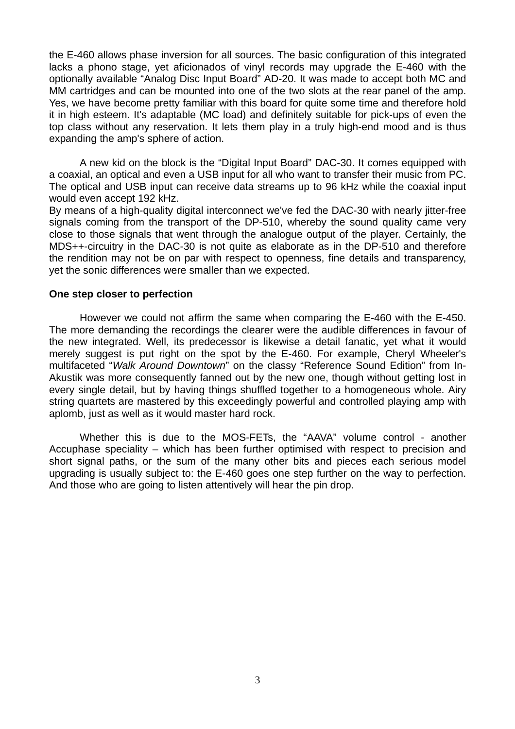the E-460 allows phase inversion for all sources. The basic configuration of this integrated lacks a phono stage, yet aficionados of vinyl records may upgrade the E-460 with the optionally available “Analog Disc Input Board” AD-20. It was made to accept both MC and MM cartridges and can be mounted into one of the two slots at the rear panel of the amp. Yes, we have become pretty familiar with this board for quite some time and therefore hold it in high esteem. It's adaptable (MC load) and definitely suitable for pick-ups of even the top class without any reservation. It lets them play in a truly high-end mood and is thus expanding the amp's sphere of action.

A new kid on the block is the “Digital Input Board” DAC-30. It comes equipped with a coaxial, an optical and even a USB input for all who want to transfer their music from PC. The optical and USB input can receive data streams up to 96 kHz while the coaxial input would even accept 192 kHz.
By means of a high-quality digital interconnect we've fed the DAC-30 with nearly jitter-free signals coming from the transport of the DP-510, whereby the sound quality came very close to those signals that went through the analogue output of the player. Certainly, the MDS++-circuitry in the DAC-30 is not quite as elaborate as in the DP-510 and therefore the rendition may not be on par with respect to openness, fine details and transparency, yet the sonic differences were smaller than we expected.

**One step closer to perfection**

However we could not affirm the same when comparing the E-460 with the E-450. The more demanding the recordings the clearer were the audible differences in favour of the new integrated. Well, its predecessor is likewise a detail fanatic, yet what it would merely suggest is put right on the spot by the E-460. For example, Cheryl Wheeler's multifaceted “*Walk Around Downtown*” on the classy “Reference Sound Edition” from In-Akustik was more consequently fanned out by the new one, though without getting lost in every single detail, but by having things shuffled together to a homogeneous whole. Airy string quartets are mastered by this exceedingly powerful and controlled playing amp with aplomb, just as well as it would master hard rock.

Whether this is due to the MOS-FETs, the “AAVA” volume control - another Accuphase speciality – which has been further optimised with respect to precision and short signal paths, or the sum of the many other bits and pieces each serious model upgrading is usually subject to: the E-460 goes one step further on the way to perfection. And those who are going to listen attentively will hear the pin drop.